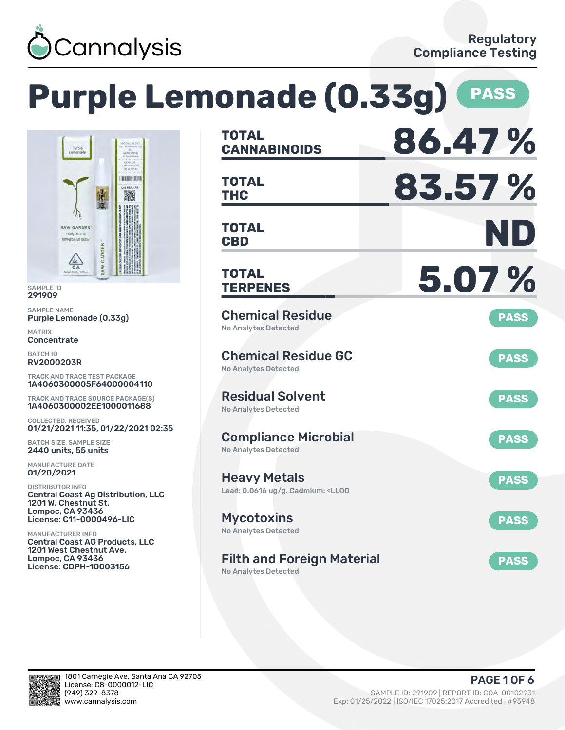Cannalysis

Regulatory Compliance Testing

# Purple Lemonade (0.33g) PASS

SAMPLE ID
291909

SAMPLE NAME
Purple Lemonade (0.33g)

MATRIX
Concentrate

BATCH ID
RV2000203R

TRACK AND TRACE TEST PACKAGE
1A4060300005F64000004110

TRACK AND TRACE SOURCE PACKAGE(S)
1A4060300002EE1000011688

COLLECTED, RECEIVED
01/21/2021 11:35, 01/22/2021 02:35

BATCH SIZE, SAMPLE SIZE
2440 units, 55 units

MANUFACTURE DATE
01/20/2021

DISTRIBUTOR INFO
Central Coast Ag Distribution, LLC
1201 W. Chestnut St.
Lompoc, CA 93436
License: C11-0000496-LIC

MANUFACTURER INFO
Central Coast AG Products, LLC
1201 West Chestnut Ave.
Lompoc, CA 93436
License: CDPH-10003156

| | |
|---|---|
| **TOTAL CANNABINOIDS** | **86.47 %** |
| **TOTAL THC** | **83.57 %** |
| **TOTAL CBD** | **ND** |
| **TOTAL TERPENES** | **5.07 %** |

| Test | Result | Status |
|---|---|---|
| Chemical Residue | No Analytes Detected | PASS |
| Chemical Residue GC | No Analytes Detected | PASS |
| Residual Solvent | No Analytes Detected | PASS |
| Compliance Microbial | No Analytes Detected | PASS |
| Heavy Metals | Lead: 0.0616 ug/g, Cadmium: <LLOQ | PASS |
| Mycotoxins | No Analytes Detected | PASS |
| Filth and Foreign Material | No Analytes Detected | PASS |

1801 Carnegie Ave, Santa Ana CA 92705
License: C8-0000012-LIC
(949) 329-8378
www.cannalysis.com

SAMPLE ID: 291909 | REPORT ID: COA-00102931
Exp: 01/25/2022 | ISO/IEC 17025:2017 Accredited | #93948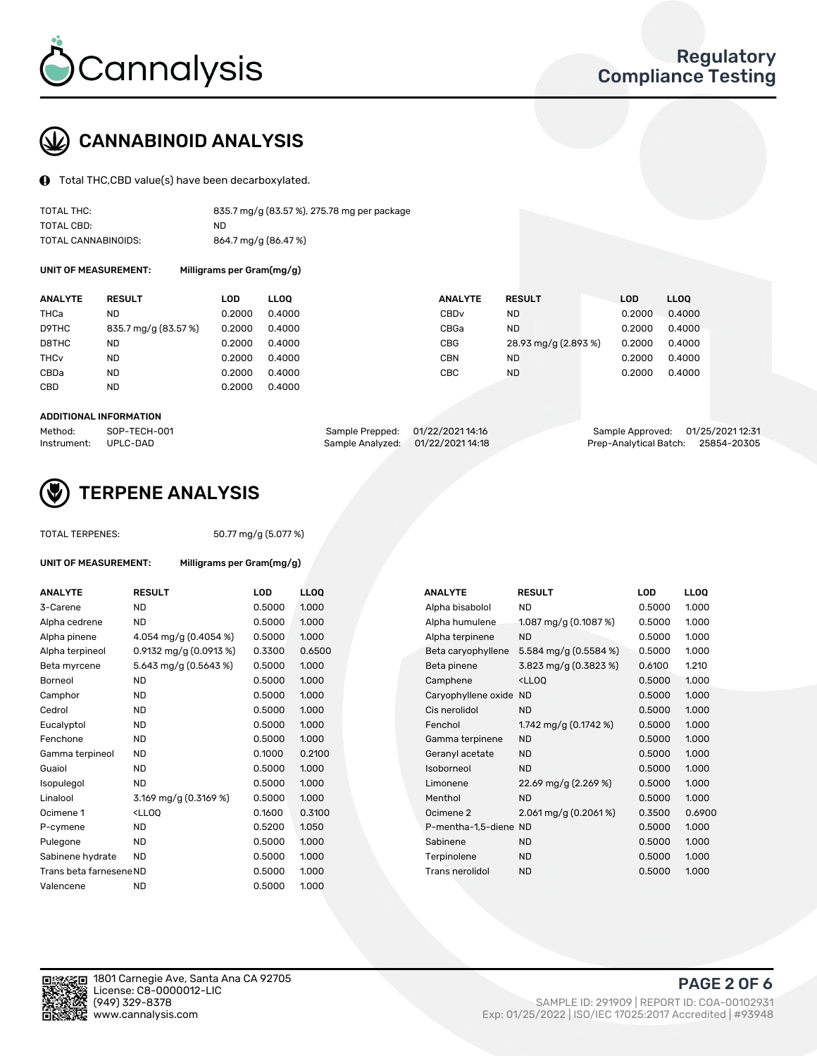# CANNABINOID ANALYSIS

Total THC,CBD value(s) have been decarboxylated.

| | |
|---|---|
| TOTAL THC: | 835.7 mg/g (83.57 %), 275.78 mg per package |
| TOTAL CBD: | ND |
| TOTAL CANNABINOIDS: | 864.7 mg/g (86.47 %) |

**UNIT OF MEASUREMENT:** Milligrams per Gram(mg/g)

| ANALYTE | RESULT | LOD | LLOQ | ANALYTE | RESULT | LOD | LLOQ |
|---|---|---|---|---|---|---|---|
| THCa | ND | 0.2000 | 0.4000 | CBDv | ND | 0.2000 | 0.4000 |
| D9THC | 835.7 mg/g (83.57 %) | 0.2000 | 0.4000 | CBGa | ND | 0.2000 | 0.4000 |
| D8THC | ND | 0.2000 | 0.4000 | CBG | 28.93 mg/g (2.893 %) | 0.2000 | 0.4000 |
| THCv | ND | 0.2000 | 0.4000 | CBN | ND | 0.2000 | 0.4000 |
| CBDa | ND | 0.2000 | 0.4000 | CBC | ND | 0.2000 | 0.4000 |
| CBD | ND | 0.2000 | 0.4000 | | | | |

**ADDITIONAL INFORMATION**

| | | | | | |
|---|---|---|---|---|---|
| Method: | SOP-TECH-001 | Sample Prepped: | 01/22/2021 14:16 | Sample Approved: | 01/25/2021 12:31 |
| Instrument: | UPLC-DAD | Sample Analyzed: | 01/22/2021 14:18 | Prep-Analytical Batch: | 25854-20305 |

# TERPENE ANALYSIS

TOTAL TERPENES: 50.77 mg/g (5.077 %)

**UNIT OF MEASUREMENT:** Milligrams per Gram(mg/g)

| ANALYTE | RESULT | LOD | LLOQ | ANALYTE | RESULT | LOD | LLOQ |
|---|---|---|---|---|---|---|---|
| 3-Carene | ND | 0.5000 | 1.000 | Alpha bisabolol | ND | 0.5000 | 1.000 |
| Alpha cedrene | ND | 0.5000 | 1.000 | Alpha humulene | 1.087 mg/g (0.1087 %) | 0.5000 | 1.000 |
| Alpha pinene | 4.054 mg/g (0.4054 %) | 0.5000 | 1.000 | Alpha terpinene | ND | 0.5000 | 1.000 |
| Alpha terpineol | 0.9132 mg/g (0.0913 %) | 0.3300 | 0.6500 | Beta caryophyllene | 5.584 mg/g (0.5584 %) | 0.5000 | 1.000 |
| Beta myrcene | 5.643 mg/g (0.5643 %) | 0.5000 | 1.000 | Beta pinene | 3.823 mg/g (0.3823 %) | 0.6100 | 1.210 |
| Borneol | ND | 0.5000 | 1.000 | Camphene | <LLOQ | 0.5000 | 1.000 |
| Camphor | ND | 0.5000 | 1.000 | Caryophyllene oxide | ND | 0.5000 | 1.000 |
| Cedrol | ND | 0.5000 | 1.000 | Cis nerolidol | ND | 0.5000 | 1.000 |
| Eucalyptol | ND | 0.5000 | 1.000 | Fenchol | 1.742 mg/g (0.1742 %) | 0.5000 | 1.000 |
| Fenchone | ND | 0.5000 | 1.000 | Gamma terpinene | ND | 0.5000 | 1.000 |
| Gamma terpineol | ND | 0.1000 | 0.2100 | Geranyl acetate | ND | 0.5000 | 1.000 |
| Guaiol | ND | 0.5000 | 1.000 | Isoborneol | ND | 0.5000 | 1.000 |
| Isopulegol | ND | 0.5000 | 1.000 | Limonene | 22.69 mg/g (2.269 %) | 0.5000 | 1.000 |
| Linalool | 3.169 mg/g (0.3169 %) | 0.5000 | 1.000 | Menthol | ND | 0.5000 | 1.000 |
| Ocimene 1 | <LLOQ | 0.1600 | 0.3100 | Ocimene 2 | 2.061 mg/g (0.2061 %) | 0.3500 | 0.6900 |
| P-cymene | ND | 0.5200 | 1.050 | P-mentha-1,5-diene | ND | 0.5000 | 1.000 |
| Pulegone | ND | 0.5000 | 1.000 | Sabinene | ND | 0.5000 | 1.000 |
| Sabinene hydrate | ND | 0.5000 | 1.000 | Terpinolene | ND | 0.5000 | 1.000 |
| Trans beta farnesene | ND | 0.5000 | 1.000 | Trans nerolidol | ND | 0.5000 | 1.000 |
| Valencene | ND | 0.5000 | 1.000 | | | | |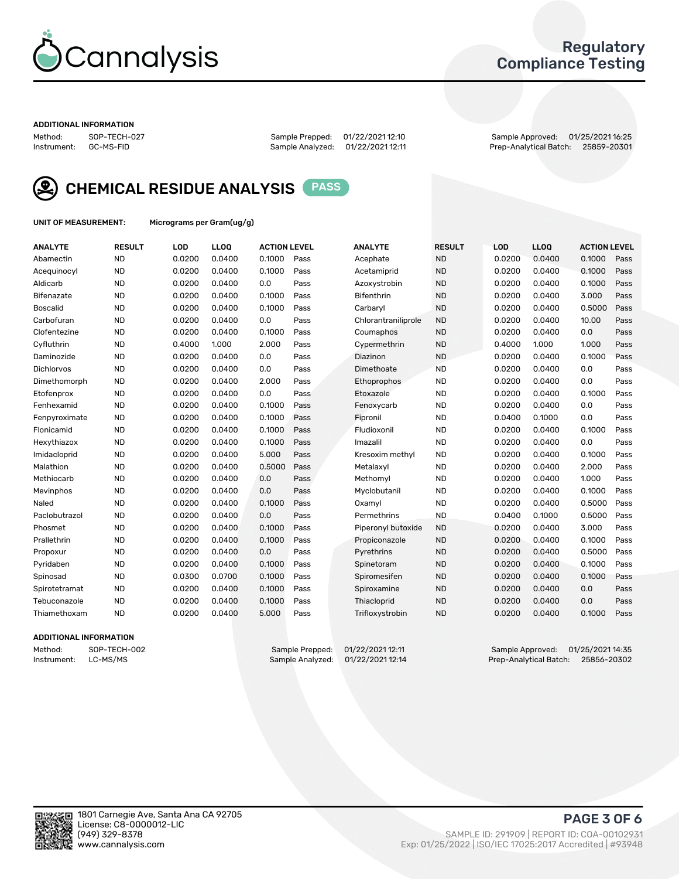# Cannalysis

## Regulatory Compliance Testing

**ADDITIONAL INFORMATION**

| | | | | | |
|---|---|---|---|---|---|
| Method: | SOP-TECH-027 | Sample Prepped: | 01/22/2021 12:10 | Sample Approved: | 01/25/2021 16:25 |
| Instrument: | GC-MS-FID | Sample Analyzed: | 01/22/2021 12:11 | Prep-Analytical Batch: | 25859-20301 |

## CHEMICAL RESIDUE ANALYSIS PASS

**UNIT OF MEASUREMENT:** Micrograms per Gram(ug/g)

| ANALYTE | RESULT | LOD | LLOQ | ACTION LEVEL | | ANALYTE | RESULT | LOD | LLOQ | ACTION LEVEL | |
|---|---|---|---|---|---|---|---|---|---|---|---|
| Abamectin | ND | 0.0200 | 0.0400 | 0.1000 | Pass | Acephate | ND | 0.0200 | 0.0400 | 0.1000 | Pass |
| Acequinocyl | ND | 0.0200 | 0.0400 | 0.1000 | Pass | Acetamiprid | ND | 0.0200 | 0.0400 | 0.1000 | Pass |
| Aldicarb | ND | 0.0200 | 0.0400 | 0.0 | Pass | Azoxystrobin | ND | 0.0200 | 0.0400 | 0.1000 | Pass |
| Bifenazate | ND | 0.0200 | 0.0400 | 0.1000 | Pass | Bifenthrin | ND | 0.0200 | 0.0400 | 3.000 | Pass |
| Boscalid | ND | 0.0200 | 0.0400 | 0.1000 | Pass | Carbaryl | ND | 0.0200 | 0.0400 | 0.5000 | Pass |
| Carbofuran | ND | 0.0200 | 0.0400 | 0.0 | Pass | Chlorantraniliprole | ND | 0.0200 | 0.0400 | 10.00 | Pass |
| Clofentezine | ND | 0.0200 | 0.0400 | 0.1000 | Pass | Coumaphos | ND | 0.0200 | 0.0400 | 0.0 | Pass |
| Cyfluthrin | ND | 0.4000 | 1.000 | 2.000 | Pass | Cypermethrin | ND | 0.4000 | 1.000 | 1.000 | Pass |
| Daminozide | ND | 0.0200 | 0.0400 | 0.0 | Pass | Diazinon | ND | 0.0200 | 0.0400 | 0.1000 | Pass |
| Dichlorvos | ND | 0.0200 | 0.0400 | 0.0 | Pass | Dimethoate | ND | 0.0200 | 0.0400 | 0.0 | Pass |
| Dimethomorph | ND | 0.0200 | 0.0400 | 2.000 | Pass | Ethoprophos | ND | 0.0200 | 0.0400 | 0.0 | Pass |
| Etofenprox | ND | 0.0200 | 0.0400 | 0.0 | Pass | Etoxazole | ND | 0.0200 | 0.0400 | 0.1000 | Pass |
| Fenhexamid | ND | 0.0200 | 0.0400 | 0.1000 | Pass | Fenoxycarb | ND | 0.0200 | 0.0400 | 0.0 | Pass |
| Fenpyroximate | ND | 0.0200 | 0.0400 | 0.1000 | Pass | Fipronil | ND | 0.0400 | 0.1000 | 0.0 | Pass |
| Flonicamid | ND | 0.0200 | 0.0400 | 0.1000 | Pass | Fludioxonil | ND | 0.0200 | 0.0400 | 0.1000 | Pass |
| Hexythiazox | ND | 0.0200 | 0.0400 | 0.1000 | Pass | Imazalil | ND | 0.0200 | 0.0400 | 0.0 | Pass |
| Imidacloprid | ND | 0.0200 | 0.0400 | 5.000 | Pass | Kresoxim methyl | ND | 0.0200 | 0.0400 | 0.1000 | Pass |
| Malathion | ND | 0.0200 | 0.0400 | 0.5000 | Pass | Metalaxyl | ND | 0.0200 | 0.0400 | 2.000 | Pass |
| Methiocarb | ND | 0.0200 | 0.0400 | 0.0 | Pass | Methomyl | ND | 0.0200 | 0.0400 | 1.000 | Pass |
| Mevinphos | ND | 0.0200 | 0.0400 | 0.0 | Pass | Myclobutanil | ND | 0.0200 | 0.0400 | 0.1000 | Pass |
| Naled | ND | 0.0200 | 0.0400 | 0.1000 | Pass | Oxamyl | ND | 0.0200 | 0.0400 | 0.5000 | Pass |
| Paclobutrazol | ND | 0.0200 | 0.0400 | 0.0 | Pass | Permethrins | ND | 0.0400 | 0.1000 | 0.5000 | Pass |
| Phosmet | ND | 0.0200 | 0.0400 | 0.1000 | Pass | Piperonyl butoxide | ND | 0.0200 | 0.0400 | 3.000 | Pass |
| Prallethrin | ND | 0.0200 | 0.0400 | 0.1000 | Pass | Propiconazole | ND | 0.0200 | 0.0400 | 0.1000 | Pass |
| Propoxur | ND | 0.0200 | 0.0400 | 0.0 | Pass | Pyrethrins | ND | 0.0200 | 0.0400 | 0.5000 | Pass |
| Pyridaben | ND | 0.0200 | 0.0400 | 0.1000 | Pass | Spinetoram | ND | 0.0200 | 0.0400 | 0.1000 | Pass |
| Spinosad | ND | 0.0300 | 0.0700 | 0.1000 | Pass | Spiromesifen | ND | 0.0200 | 0.0400 | 0.1000 | Pass |
| Spirotetramat | ND | 0.0200 | 0.0400 | 0.1000 | Pass | Spiroxamine | ND | 0.0200 | 0.0400 | 0.0 | Pass |
| Tebuconazole | ND | 0.0200 | 0.0400 | 0.1000 | Pass | Thiacloprid | ND | 0.0200 | 0.0400 | 0.0 | Pass |
| Thiamethoxam | ND | 0.0200 | 0.0400 | 5.000 | Pass | Trifloxystrobin | ND | 0.0200 | 0.0400 | 0.1000 | Pass |

**ADDITIONAL INFORMATION**

| | | | | | |
|---|---|---|---|---|---|
| Method: | SOP-TECH-002 | Sample Prepped: | 01/22/2021 12:11 | Sample Approved: | 01/25/2021 14:35 |
| Instrument: | LC-MS/MS | Sample Analyzed: | 01/22/2021 12:14 | Prep-Analytical Batch: | 25856-20302 |

1801 Carnegie Ave, Santa Ana CA 92705
License: C8-0000012-LIC
(949) 329-8378
www.cannalysis.com

SAMPLE ID: 291909 | REPORT ID: COA-00102931
Exp: 01/25/2022 | ISO/IEC 17025:2017 Accredited | #93948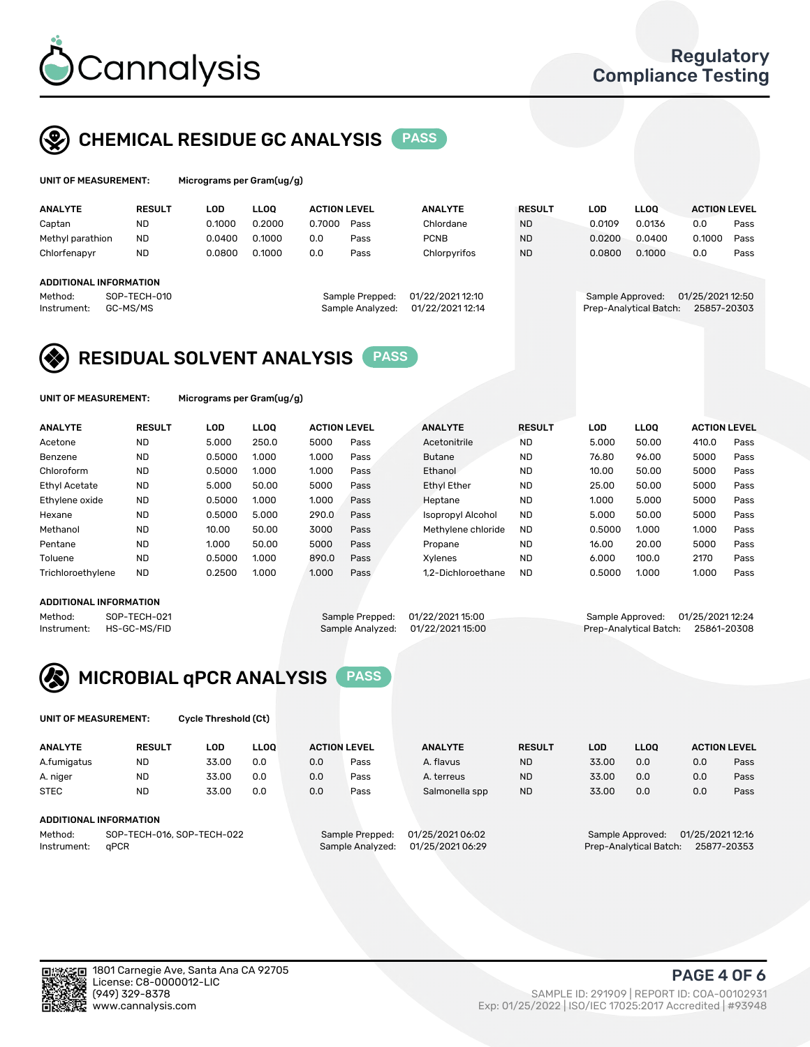# Cannalysis

Regulatory Compliance Testing

## CHEMICAL RESIDUE GC ANALYSIS PASS

**UNIT OF MEASUREMENT:** Micrograms per Gram(ug/g)

| ANALYTE | RESULT | LOD | LLOQ | ACTION LEVEL | | ANALYTE | RESULT | LOD | LLOQ | ACTION LEVEL | |
|---|---|---|---|---|---|---|---|---|---|---|---|
| Captan | ND | 0.1000 | 0.2000 | 0.7000 | Pass | Chlordane | ND | 0.0109 | 0.0136 | 0.0 | Pass |
| Methyl parathion | ND | 0.0400 | 0.1000 | 0.0 | Pass | PCNB | ND | 0.0200 | 0.0400 | 0.1000 | Pass |
| Chlorfenapyr | ND | 0.0800 | 0.1000 | 0.0 | Pass | Chlorpyrifos | ND | 0.0800 | 0.1000 | 0.0 | Pass |

**ADDITIONAL INFORMATION**

Method: SOP-TECH-010
Instrument: GC-MS/MS
Sample Prepped: 01/22/2021 12:10
Sample Analyzed: 01/22/2021 12:14
Sample Approved: 01/25/2021 12:50
Prep-Analytical Batch: 25857-20303

## RESIDUAL SOLVENT ANALYSIS PASS

**UNIT OF MEASUREMENT:** Micrograms per Gram(ug/g)

| ANALYTE | RESULT | LOD | LLOQ | ACTION LEVEL | | ANALYTE | RESULT | LOD | LLOQ | ACTION LEVEL | |
|---|---|---|---|---|---|---|---|---|---|---|---|
| Acetone | ND | 5.000 | 250.0 | 5000 | Pass | Acetonitrile | ND | 5.000 | 50.00 | 410.0 | Pass |
| Benzene | ND | 0.5000 | 1.000 | 1.000 | Pass | Butane | ND | 76.80 | 96.00 | 5000 | Pass |
| Chloroform | ND | 0.5000 | 1.000 | 1.000 | Pass | Ethanol | ND | 10.00 | 50.00 | 5000 | Pass |
| Ethyl Acetate | ND | 5.000 | 50.00 | 5000 | Pass | Ethyl Ether | ND | 25.00 | 50.00 | 5000 | Pass |
| Ethylene oxide | ND | 0.5000 | 1.000 | 1.000 | Pass | Heptane | ND | 1.000 | 5.000 | 5000 | Pass |
| Hexane | ND | 0.5000 | 5.000 | 290.0 | Pass | Isopropyl Alcohol | ND | 5.000 | 50.00 | 5000 | Pass |
| Methanol | ND | 10.00 | 50.00 | 3000 | Pass | Methylene chloride | ND | 0.5000 | 1.000 | 1.000 | Pass |
| Pentane | ND | 1.000 | 50.00 | 5000 | Pass | Propane | ND | 16.00 | 20.00 | 5000 | Pass |
| Toluene | ND | 0.5000 | 1.000 | 890.0 | Pass | Xylenes | ND | 6.000 | 100.0 | 2170 | Pass |
| Trichloroethylene | ND | 0.2500 | 1.000 | 1.000 | Pass | 1,2-Dichloroethane | ND | 0.5000 | 1.000 | 1.000 | Pass |

**ADDITIONAL INFORMATION**

Method: SOP-TECH-021
Instrument: HS-GC-MS/FID
Sample Prepped: 01/22/2021 15:00
Sample Analyzed: 01/22/2021 15:00
Sample Approved: 01/25/2021 12:24
Prep-Analytical Batch: 25861-20308

## MICROBIAL qPCR ANALYSIS PASS

**UNIT OF MEASUREMENT:** Cycle Threshold (Ct)

| ANALYTE | RESULT | LOD | LLOQ | ACTION LEVEL | | ANALYTE | RESULT | LOD | LLOQ | ACTION LEVEL | |
|---|---|---|---|---|---|---|---|---|---|---|---|
| A.fumigatus | ND | 33.00 | 0.0 | 0.0 | Pass | A. flavus | ND | 33.00 | 0.0 | 0.0 | Pass |
| A. niger | ND | 33.00 | 0.0 | 0.0 | Pass | A. terreus | ND | 33.00 | 0.0 | 0.0 | Pass |
| STEC | ND | 33.00 | 0.0 | 0.0 | Pass | Salmonella spp | ND | 33.00 | 0.0 | 0.0 | Pass |

**ADDITIONAL INFORMATION**

Method: SOP-TECH-016, SOP-TECH-022
Instrument: qPCR
Sample Prepped: 01/25/2021 06:02
Sample Analyzed: 01/25/2021 06:29
Sample Approved: 01/25/2021 12:16
Prep-Analytical Batch: 25877-20353

1801 Carnegie Ave, Santa Ana CA 92705
License: C8-0000012-LIC
(949) 329-8378
www.cannalysis.com

SAMPLE ID: 291909 | REPORT ID: COA-00102931
Exp: 01/25/2022 | ISO/IEC 17025:2017 Accredited | #93948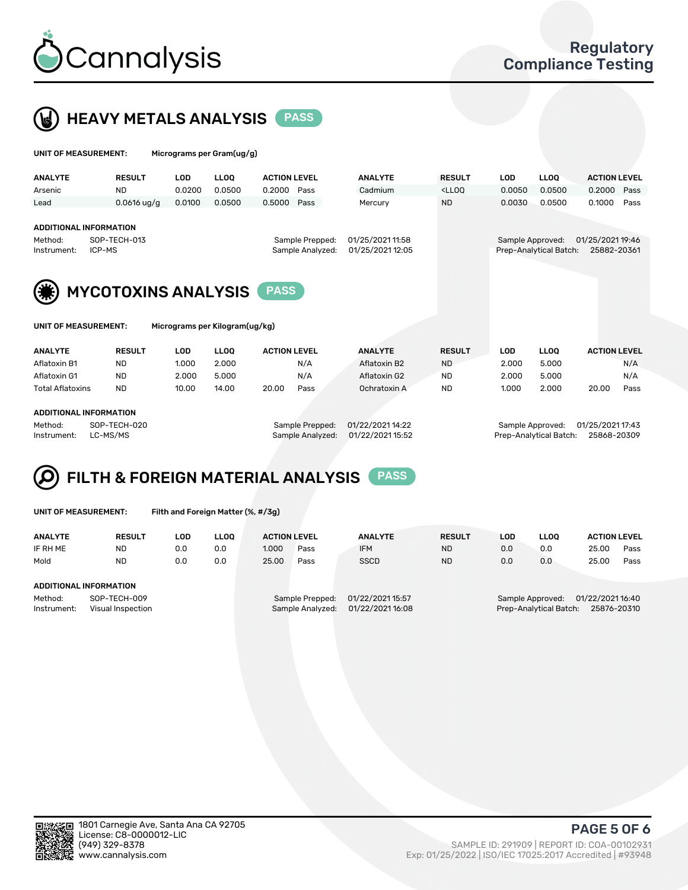# Cannalysis

**Regulatory Compliance Testing**

## HEAVY METALS ANALYSIS — PASS

**UNIT OF MEASUREMENT:** Micrograms per Gram(ug/g)

| ANALYTE | RESULT | LOD | LLOQ | ACTION LEVEL | | ANALYTE | RESULT | LOD | LLOQ | ACTION LEVEL | |
|---|---|---|---|---|---|---|---|---|---|---|---|
| Arsenic | ND | 0.0200 | 0.0500 | 0.2000 | Pass | Cadmium | <LLOQ | 0.0050 | 0.0500 | 0.2000 | Pass |
| Lead | 0.0616 ug/g | 0.0100 | 0.0500 | 0.5000 | Pass | Mercury | ND | 0.0030 | 0.0500 | 0.1000 | Pass |

**ADDITIONAL INFORMATION**

Method: SOP-TECH-013
Instrument: ICP-MS
Sample Prepped: 01/25/2021 11:58
Sample Analyzed: 01/25/2021 12:05
Sample Approved: 01/25/2021 19:46
Prep-Analytical Batch: 25882-20361

## MYCOTOXINS ANALYSIS — PASS

**UNIT OF MEASUREMENT:** Micrograms per Kilogram(ug/kg)

| ANALYTE | RESULT | LOD | LLOQ | ACTION LEVEL | | ANALYTE | RESULT | LOD | LLOQ | ACTION LEVEL | |
|---|---|---|---|---|---|---|---|---|---|---|---|
| Aflatoxin B1 | ND | 1.000 | 2.000 | | N/A | Aflatoxin B2 | ND | 2.000 | 5.000 | | N/A |
| Aflatoxin G1 | ND | 2.000 | 5.000 | | N/A | Aflatoxin G2 | ND | 2.000 | 5.000 | | N/A |
| Total Aflatoxins | ND | 10.00 | 14.00 | 20.00 | Pass | Ochratoxin A | ND | 1.000 | 2.000 | 20.00 | Pass |

**ADDITIONAL INFORMATION**

Method: SOP-TECH-020
Instrument: LC-MS/MS
Sample Prepped: 01/22/2021 14:22
Sample Analyzed: 01/22/2021 15:52
Sample Approved: 01/25/2021 17:43
Prep-Analytical Batch: 25868-20309

## FILTH & FOREIGN MATERIAL ANALYSIS — PASS

**UNIT OF MEASUREMENT:** Filth and Foreign Matter (%, #/3g)

| ANALYTE | RESULT | LOD | LLOQ | ACTION LEVEL | | ANALYTE | RESULT | LOD | LLOQ | ACTION LEVEL | |
|---|---|---|---|---|---|---|---|---|---|---|---|
| IF RH ME | ND | 0.0 | 0.0 | 1.000 | Pass | IFM | ND | 0.0 | 0.0 | 25.00 | Pass |
| Mold | ND | 0.0 | 0.0 | 25.00 | Pass | SSCD | ND | 0.0 | 0.0 | 25.00 | Pass |

**ADDITIONAL INFORMATION**

Method: SOP-TECH-009
Instrument: Visual Inspection
Sample Prepped: 01/22/2021 15:57
Sample Analyzed: 01/22/2021 16:08
Sample Approved: 01/22/2021 16:40
Prep-Analytical Batch: 25876-20310

1801 Carnegie Ave, Santa Ana CA 92705
License: C8-0000012-LIC
(949) 329-8378
www.cannalysis.com

SAMPLE ID: 291909 | REPORT ID: COA-00102931
Exp: 01/25/2022 | ISO/IEC 17025:2017 Accredited | #93948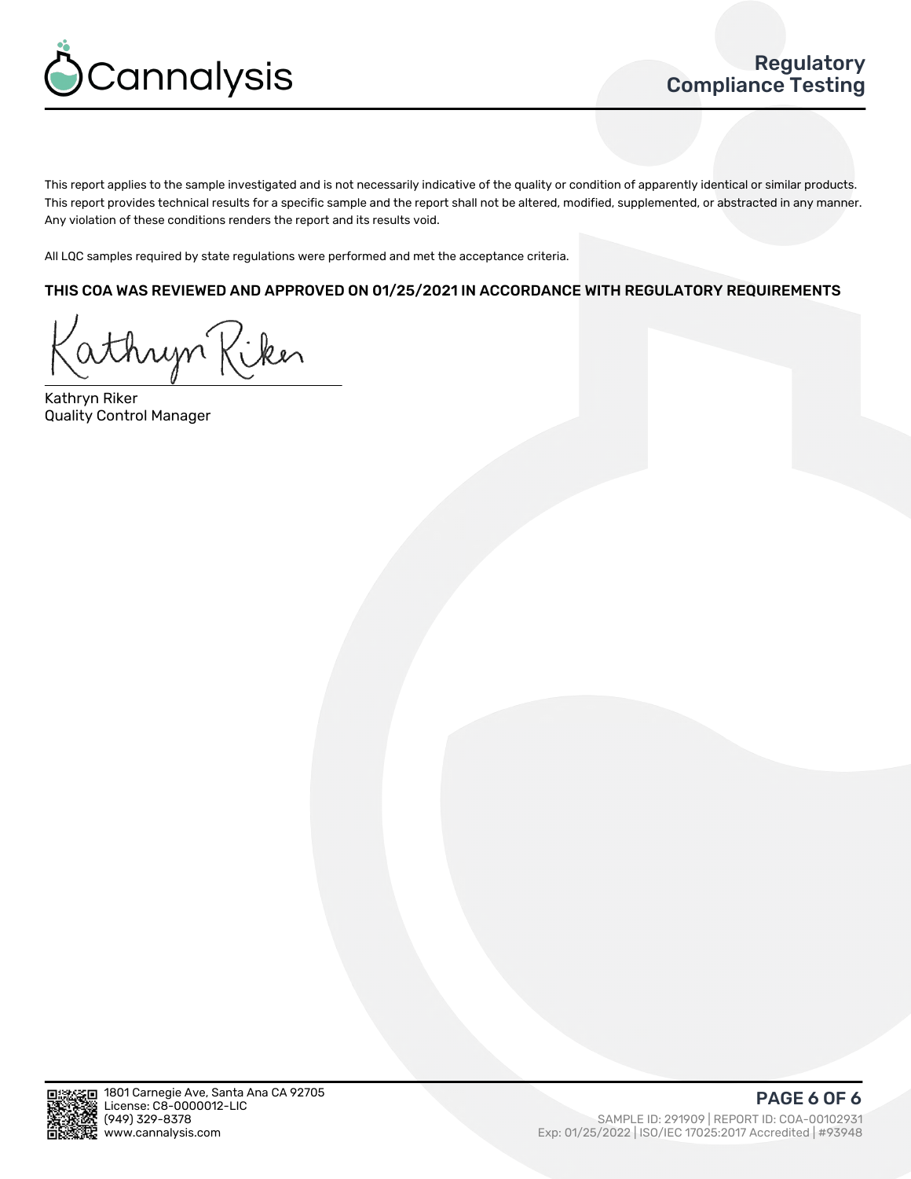This report applies to the sample investigated and is not necessarily indicative of the quality or condition of apparently identical or similar products. This report provides technical results for a specific sample and the report shall not be altered, modified, supplemented, or abstracted in any manner. Any violation of these conditions renders the report and its results void.

All LQC samples required by state regulations were performed and met the acceptance criteria.

**THIS COA WAS REVIEWED AND APPROVED ON 01/25/2021 IN ACCORDANCE WITH REGULATORY REQUIREMENTS**

Kathryn Riker
Quality Control Manager

1801 Carnegie Ave, Santa Ana CA 92705
License: C8-0000012-LIC
(949) 329-8378
www.cannalysis.com

SAMPLE ID: 291909 | REPORT ID: COA-00102931
Exp: 01/25/2022 | ISO/IEC 17025:2017 Accredited | #93948